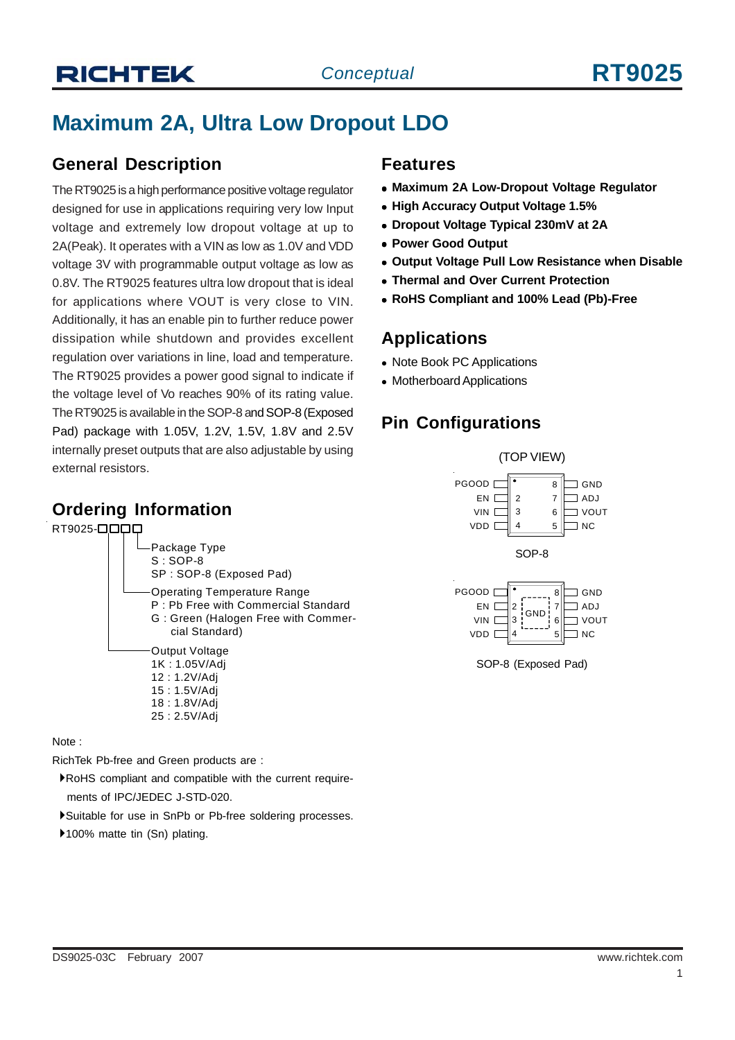# Maximum 2A, Ultra Low Dropout LDO

## General Description

The RT9025 is a high performance positive voltage regulator designed for use in applications requiring very low Input voltage and extremely low dropout voltage at up to 2A(Peak). It operates with a VIN as low as 1.0V and VDD voltage 3V with programmable output voltage as low as 0.8V. The RT9025 features ultra low dropout that is ideal for applications where VOUT is very close to VIN. Additionally, it has an enable pin to further reduce power dissipation while shutdown and provides excellent regulation over variations in line, load and temperature. The RT9025 provides a power good signal to indicate if the voltage level of Vo reaches 90% of its rating value. The RT9025 is available in the SOP-8 and SOP-8 (Exposed Pad) package with 1.05V, 1.2V, 1.5V, 1.8V and 2.5V internally preset outputs that are also adjustable by using external resistors.

## Ordering Information

RT9025-□□□□

- Package Type
  - S : SOP-8
  - SP : SOP-8 (Exposed Pad)
- Operating Temperature Range
  - P : Pb Free with Commercial Standard
  - G : Green (Halogen Free with Commercial Standard)
- Output Voltage
  - 1K : 1.05V/Adj
  - 12 : 1.2V/Adj
  - 15 : 1.5V/Adj
  - 18 : 1.8V/Adj
  - 25 : 2.5V/Adj

Note :

RichTek Pb-free and Green products are :

- RoHS compliant and compatible with the current requirements of IPC/JEDEC J-STD-020.
- Suitable for use in SnPb or Pb-free soldering processes.
- 100% matte tin (Sn) plating.

## Features

- **Maximum 2A Low-Dropout Voltage Regulator**
- **High Accuracy Output Voltage 1.5%**
- **Dropout Voltage Typical 230mV at 2A**
- **Power Good Output**
- **Output Voltage Pull Low Resistance when Disable**
- **Thermal and Over Current Protection**
- **RoHS Compliant and 100% Lead (Pb)-Free**

## Applications

- Note Book PC Applications
- Motherboard Applications

## Pin Configurations

(TOP VIEW)

| Pin | Name | Pin | Name |
|---|---|---|---|
| 1 | PGOOD | 8 | GND |
| 2 | EN | 7 | ADJ |
| 3 | VIN | 6 | VOUT |
| 4 | VDD | 5 | NC |

SOP-8

| Pin | Name | Pin | Name |
|---|---|---|---|
| 1 | PGOOD | 8 | GND |
| 2 | EN | 7 | ADJ |
| 3 | VIN | 6 | VOUT |
| 4 | VDD | 5 | NC |

Exposed Pad: GND

SOP-8 (Exposed Pad)

DS9025-03C February 2007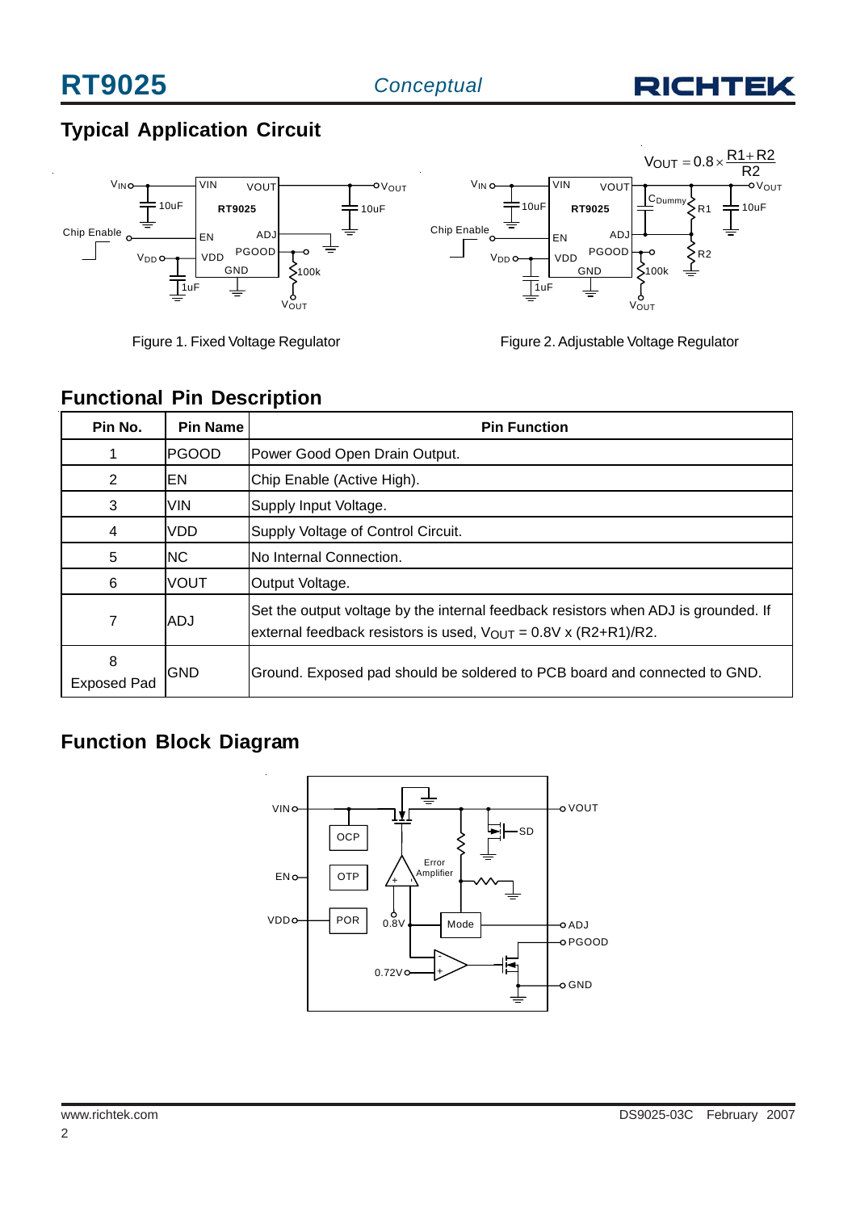## Typical Application Circuit

$$V_{OUT} = 0.8 \times \frac{R1 + R2}{R2}$$

Figure 1. Fixed Voltage Regulator

Figure 2. Adjustable Voltage Regulator

## Functional Pin Description

| Pin No. | Pin Name | Pin Function |
|---|---|---|
| 1 | PGOOD | Power Good Open Drain Output. |
| 2 | EN | Chip Enable (Active High). |
| 3 | VIN | Supply Input Voltage. |
| 4 | VDD | Supply Voltage of Control Circuit. |
| 5 | NC | No Internal Connection. |
| 6 | VOUT | Output Voltage. |
| 7 | ADJ | Set the output voltage by the internal feedback resistors when ADJ is grounded. If external feedback resistors is used, $V_{OUT}$ = 0.8V x (R2+R1)/R2. |
| 8 Exposed Pad | GND | Ground. Exposed pad should be soldered to PCB board and connected to GND. |

## Function Block Diagram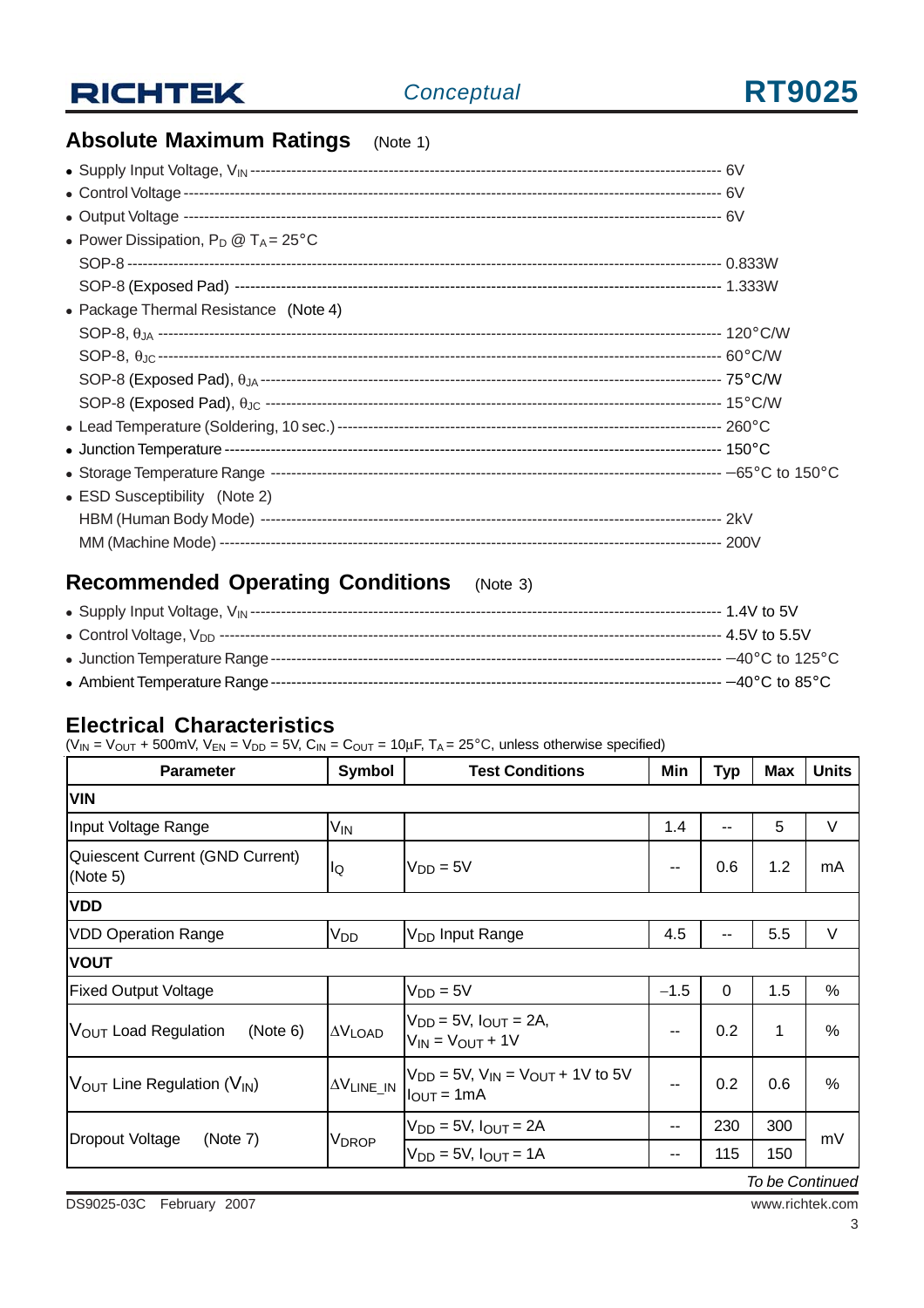## Absolute Maximum Ratings (Note 1)

- Supply Input Voltage, $V_{IN}$ ------------------------------------------------------------------------ 6V
- Control Voltage ------------------------------------------------------------------------ 6V
- Output Voltage ------------------------------------------------------------------------ 6V
- Power Dissipation, $P_D$ @ $T_A = 25°C$
  - SOP-8 ------------------------------------------------------------------------ 0.833W
  - SOP-8 (Exposed Pad) ------------------------------------------------------------------------ 1.333W
- Package Thermal Resistance (Note 4)
  - SOP-8, $\theta_{JA}$ ------------------------------------------------------------------------ 120°C/W
  - SOP-8, $\theta_{JC}$ ------------------------------------------------------------------------ 60°C/W
  - SOP-8 (Exposed Pad), $\theta_{JA}$ ------------------------------------------------------------------------ 75°C/W
  - SOP-8 (Exposed Pad), $\theta_{JC}$ ------------------------------------------------------------------------ 15°C/W
- Lead Temperature (Soldering, 10 sec.) ------------------------------------------------------------------------ 260°C
- Junction Temperature ------------------------------------------------------------------------ 150°C
- Storage Temperature Range ------------------------------------------------------------------------ −65°C to 150°C
- ESD Susceptibility (Note 2)
  - HBM (Human Body Mode) ------------------------------------------------------------------------ 2kV
  - MM (Machine Mode) ------------------------------------------------------------------------ 200V

## Recommended Operating Conditions (Note 3)

- Supply Input Voltage, $V_{IN}$ ------------------------------------------------------------------------ 1.4V to 5V
- Control Voltage, $V_{DD}$ ------------------------------------------------------------------------ 4.5V to 5.5V
- Junction Temperature Range ------------------------------------------------------------------------ −40°C to 125°C
- Ambient Temperature Range ------------------------------------------------------------------------ −40°C to 85°C

## Electrical Characteristics

($V_{IN} = V_{OUT} + 500mV$, $V_{EN} = V_{DD} = 5V$, $C_{IN} = C_{OUT} = 10\mu F$, $T_A = 25°C$, unless otherwise specified)

| Parameter | Symbol | Test Conditions | Min | Typ | Max | Units |
|---|---|---|---|---|---|---|
| **VIN** | | | | | | |
| Input Voltage Range | $V_{IN}$ | | 1.4 | -- | 5 | V |
| Quiescent Current (GND Current) (Note 5) | $I_Q$ | $V_{DD} = 5V$ | -- | 0.6 | 1.2 | mA |
| **VDD** | | | | | | |
| VDD Operation Range | $V_{DD}$ | $V_{DD}$ Input Range | 4.5 | -- | 5.5 | V |
| **VOUT** | | | | | | |
| Fixed Output Voltage | | $V_{DD} = 5V$ | −1.5 | 0 | 1.5 | % |
| $V_{OUT}$ Load Regulation (Note 6) | $\Delta V_{LOAD}$ | $V_{DD} = 5V$, $I_{OUT} = 2A$, $V_{IN} = V_{OUT} + 1V$ | -- | 0.2 | 1 | % |
| $V_{OUT}$ Line Regulation ($V_{IN}$) | $\Delta V_{LINE\_IN}$ | $V_{DD} = 5V$, $V_{IN} = V_{OUT} + 1V$ to 5V, $I_{OUT} = 1mA$ | -- | 0.2 | 0.6 | % |
| Dropout Voltage (Note 7) | $V_{DROP}$ | $V_{DD} = 5V$, $I_{OUT} = 2A$ | -- | 230 | 300 | mV |
| | | $V_{DD} = 5V$, $I_{OUT} = 1A$ | -- | 115 | 150 | |

*To be Continued*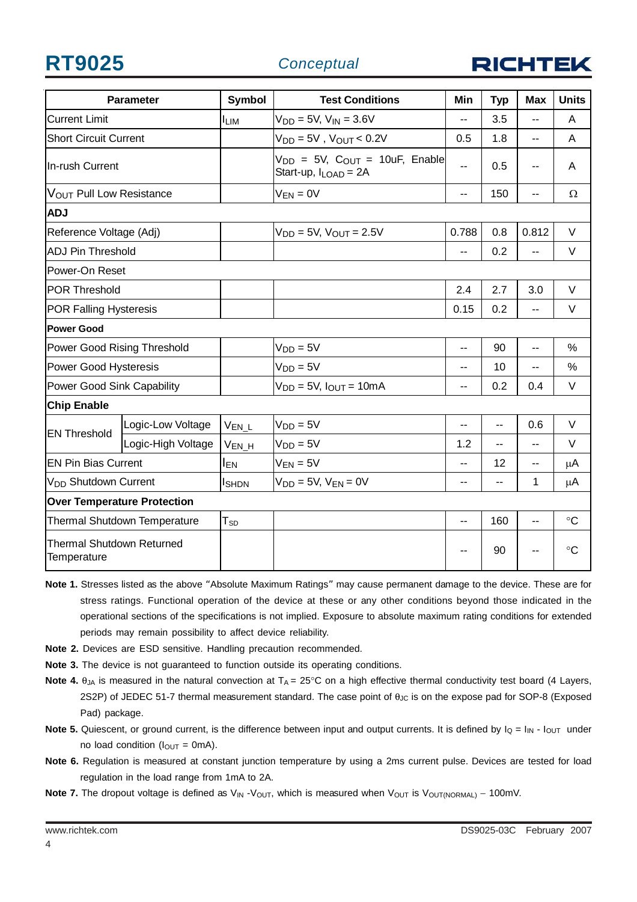| Parameter | | Symbol | Test Conditions | Min | Typ | Max | Units |
|---|---|---|---|---|---|---|---|
| Current Limit | | $I_{LIM}$ | $V_{DD}$ = 5V, $V_{IN}$ = 3.6V | -- | 3.5 | -- | A |
| Short Circuit Current | | | $V_{DD}$ = 5V , $V_{OUT}$ < 0.2V | 0.5 | 1.8 | -- | A |
| In-rush Current | | | $V_{DD}$ = 5V, $C_{OUT}$ = 10uF, Enable Start-up, $I_{LOAD}$ = 2A | -- | 0.5 | -- | A |
| $V_{OUT}$ Pull Low Resistance | | | $V_{EN}$ = 0V | -- | 150 | -- | Ω |
| **ADJ** | | | | | | | |
| Reference Voltage (Adj) | | | $V_{DD}$ = 5V, $V_{OUT}$ = 2.5V | 0.788 | 0.8 | 0.812 | V |
| ADJ Pin Threshold | | | | -- | 0.2 | -- | V |
| Power-On Reset | | | | | | | |
| POR Threshold | | | | 2.4 | 2.7 | 3.0 | V |
| POR Falling Hysteresis | | | | 0.15 | 0.2 | -- | V |
| **Power Good** | | | | | | | |
| Power Good Rising Threshold | | | $V_{DD}$ = 5V | -- | 90 | -- | % |
| Power Good Hysteresis | | | $V_{DD}$ = 5V | -- | 10 | -- | % |
| Power Good Sink Capability | | | $V_{DD}$ = 5V, $I_{OUT}$ = 10mA | -- | 0.2 | 0.4 | V |
| **Chip Enable** | | | | | | | |
| EN Threshold | Logic-Low Voltage | $V_{EN\_L}$ | $V_{DD}$ = 5V | -- | -- | 0.6 | V |
| | Logic-High Voltage | $V_{EN\_H}$ | $V_{DD}$ = 5V | 1.2 | -- | -- | V |
| EN Pin Bias Current | | $I_{EN}$ | $V_{EN}$ = 5V | -- | 12 | -- | μA |
| $V_{DD}$ Shutdown Current | | $I_{SHDN}$ | $V_{DD}$ = 5V, $V_{EN}$ = 0V | -- | -- | 1 | μA |
| **Over Temperature Protection** | | | | | | | |
| Thermal Shutdown Temperature | | $T_{SD}$ | | -- | 160 | -- | °C |
| Thermal Shutdown Returned Temperature | | | | -- | 90 | -- | °C |

**Note 1.** Stresses listed as the above "Absolute Maximum Ratings" may cause permanent damage to the device. These are for stress ratings. Functional operation of the device at these or any other conditions beyond those indicated in the operational sections of the specifications is not implied. Exposure to absolute maximum rating conditions for extended periods may remain possibility to affect device reliability.

**Note 2.** Devices are ESD sensitive. Handling precaution recommended.

**Note 3.** The device is not guaranteed to function outside its operating conditions.

**Note 4.** $\theta_{JA}$ is measured in the natural convection at $T_A$ = 25°C on a high effective thermal conductivity test board (4 Layers, 2S2P) of JEDEC 51-7 thermal measurement standard. The case point of $\theta_{JC}$ is on the expose pad for SOP-8 (Exposed Pad) package.

**Note 5.** Quiescent, or ground current, is the difference between input and output currents. It is defined by $I_Q = I_{IN} - I_{OUT}$ under no load condition ($I_{OUT}$ = 0mA).

**Note 6.** Regulation is measured at constant junction temperature by using a 2ms current pulse. Devices are tested for load regulation in the load range from 1mA to 2A.

**Note 7.** The dropout voltage is defined as $V_{IN} - V_{OUT}$, which is measured when $V_{OUT}$ is $V_{OUT(NORMAL)}$ − 100mV.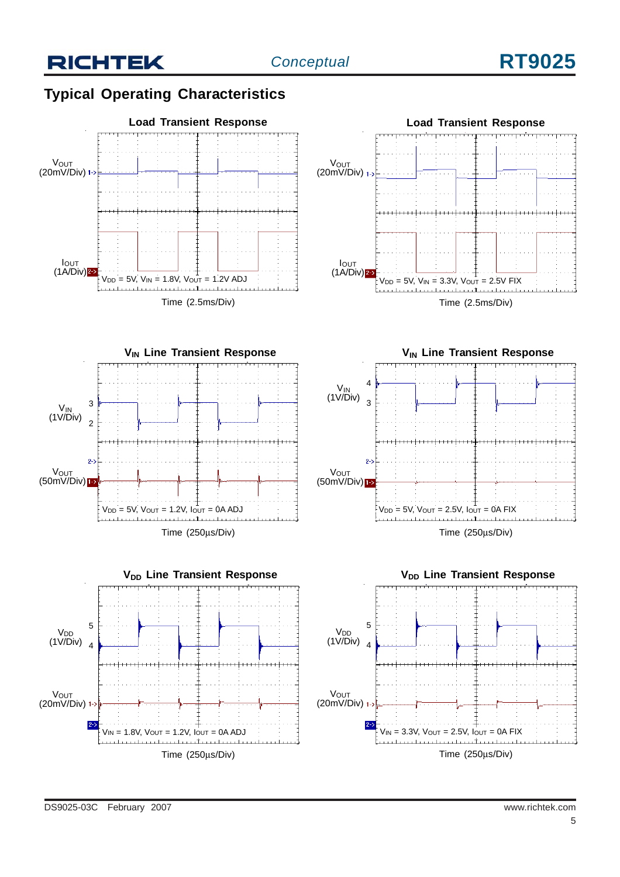## Typical Operating Characteristics

**Load Transient Response**

$V_{OUT}$ (20mV/Div)

$I_{OUT}$ (1A/Div)

$V_{DD}$ = 5V, $V_{IN}$ = 1.8V, $V_{OUT}$ = 1.2V ADJ

Time (2.5ms/Div)

**Load Transient Response**

$V_{OUT}$ (20mV/Div)

$I_{OUT}$ (1A/Div)

$V_{DD}$ = 5V, $V_{IN}$ = 3.3V, $V_{OUT}$ = 2.5V FIX

Time (2.5ms/Div)

**$V_{IN}$ Line Transient Response**

$V_{IN}$ (1V/Div)

$V_{OUT}$ (50mV/Div)

$V_{DD}$ = 5V, $V_{OUT}$ = 1.2V, $I_{OUT}$ = 0A ADJ

Time (250μs/Div)

**$V_{IN}$ Line Transient Response**

$V_{IN}$ (1V/Div)

$V_{OUT}$ (50mV/Div)

$V_{DD}$ = 5V, $V_{OUT}$ = 2.5V, $I_{OUT}$ = 0A FIX

Time (250μs/Div)

**$V_{DD}$ Line Transient Response**

$V_{DD}$ (1V/Div)

$V_{OUT}$ (20mV/Div)

$V_{IN}$ = 1.8V, $V_{OUT}$ = 1.2V, $I_{OUT}$ = 0A ADJ

Time (250μs/Div)

**$V_{DD}$ Line Transient Response**

$V_{DD}$ (1V/Div)

$V_{OUT}$ (20mV/Div)

$V_{IN}$ = 3.3V, $V_{OUT}$ = 2.5V, $I_{OUT}$ = 0A FIX

Time (250μs/Div)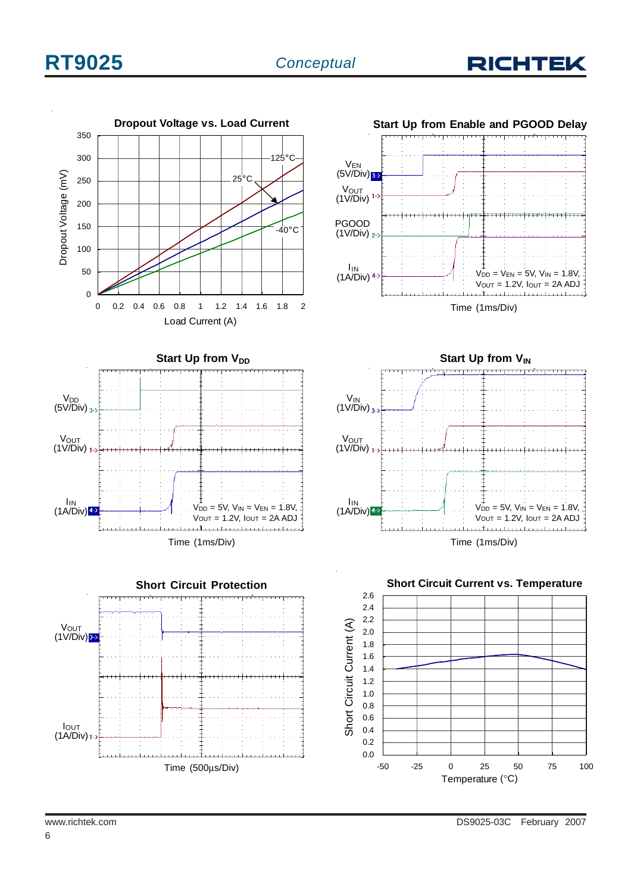Dropout Voltage vs. Load Current

Start Up from Enable and PGOOD Delay

Start Up from $V_{DD}$

Start Up from $V_{IN}$

Short Circuit Protection

Short Circuit Current vs. Temperature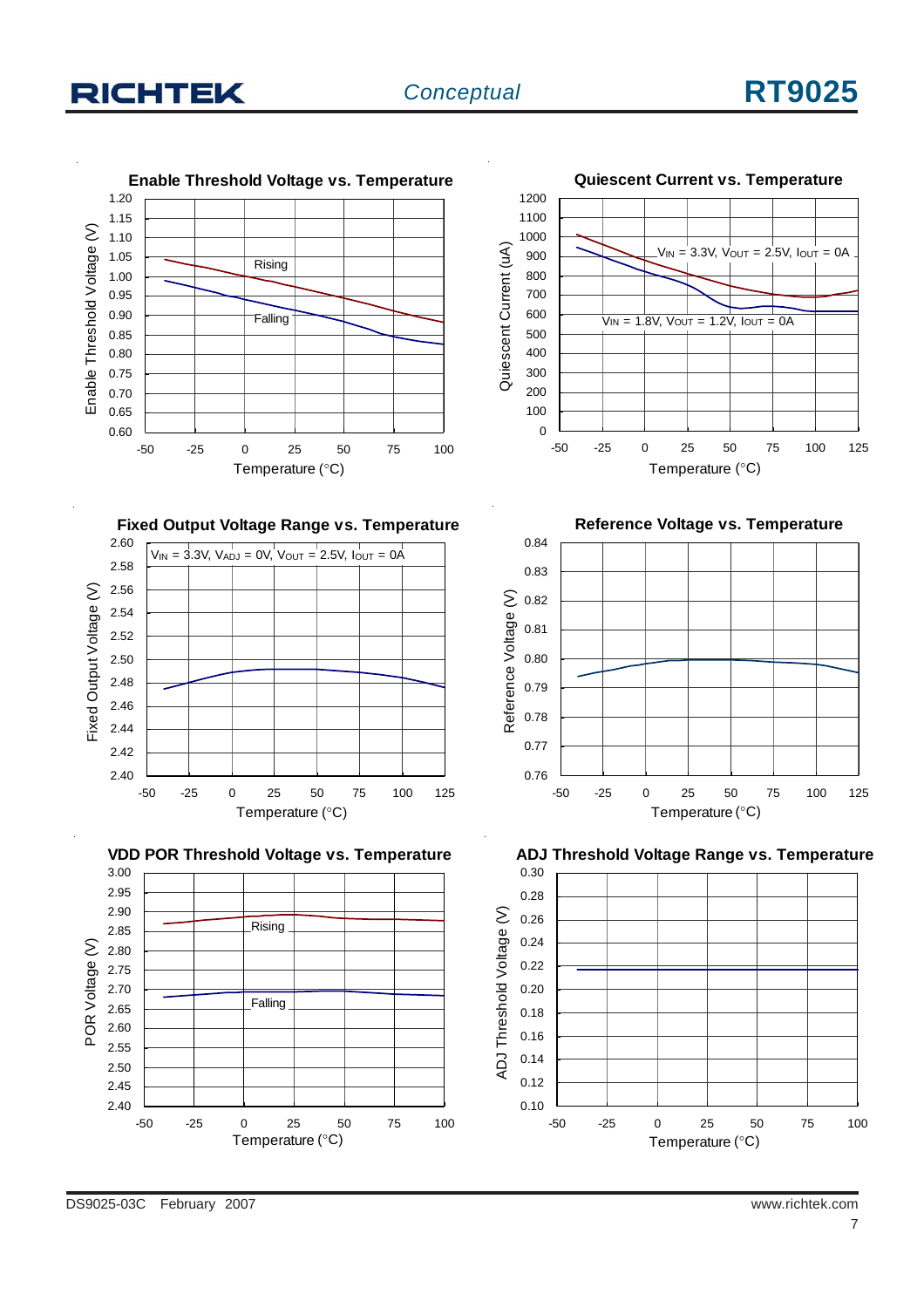### Enable Threshold Voltage vs. Temperature

Enable Threshold Voltage (V): 0.60 – 1.20

Rising

Falling

Temperature (°C): -50, -25, 0, 25, 50, 75, 100

### Quiescent Current vs. Temperature

Quiescent Current (uA): 0 – 1200

$V_{IN}$ = 3.3V, $V_{OUT}$ = 2.5V, $I_{OUT}$ = 0A

$V_{IN}$ = 1.8V, $V_{OUT}$ = 1.2V, $I_{OUT}$ = 0A

Temperature (°C): -50, -25, 0, 25, 50, 75, 100, 125

### Fixed Output Voltage Range vs. Temperature

Fixed Output Voltage (V): 2.40 – 2.60

$V_{IN}$ = 3.3V, $V_{ADJ}$ = 0V, $V_{OUT}$ = 2.5V, $I_{OUT}$ = 0A

Temperature (°C): -50, -25, 0, 25, 50, 75, 100, 125

### Reference Voltage vs. Temperature

Reference Voltage (V): 0.76 – 0.84

Temperature (°C): -50, -25, 0, 25, 50, 75, 100, 125

### VDD POR Threshold Voltage vs. Temperature

POR Voltage (V): 2.40 – 3.00

Rising

Falling

Temperature (°C): -50, -25, 0, 25, 50, 75, 100

### ADJ Threshold Voltage Range vs. Temperature

ADJ Threshold Voltage (V): 0.10 – 0.30

Temperature (°C): -50, -25, 0, 25, 50, 75, 100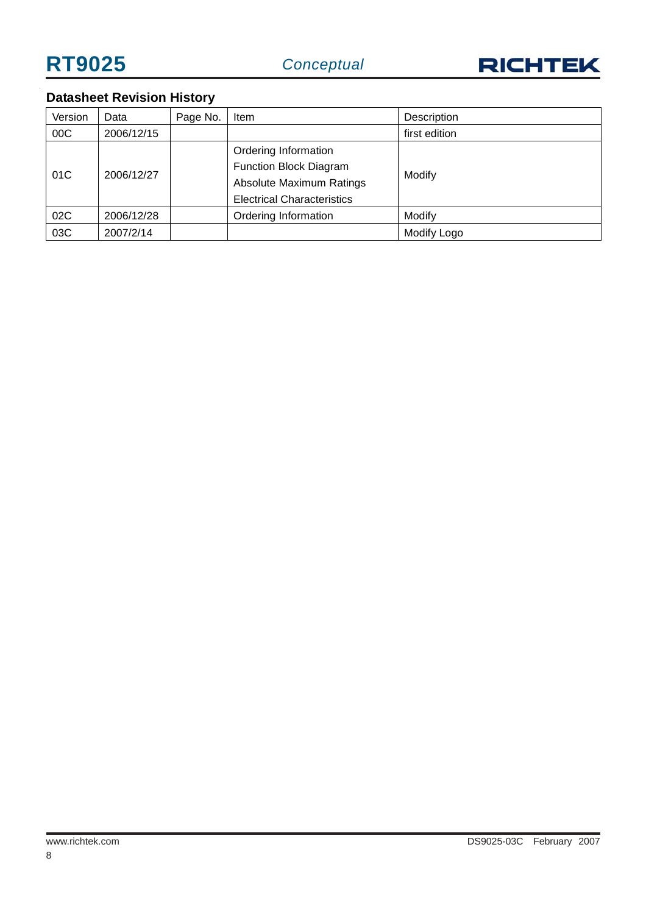## Datasheet Revision History

| Version | Data | Page No. | Item | Description |
|---|---|---|---|---|
| 00C | 2006/12/15 | | | first edition |
| 01C | 2006/12/27 | | Ordering Information<br>Function Block Diagram<br>Absolute Maximum Ratings<br>Electrical Characteristics | Modify |
| 02C | 2006/12/28 | | Ordering Information | Modify |
| 03C | 2007/2/14 | | | Modify Logo |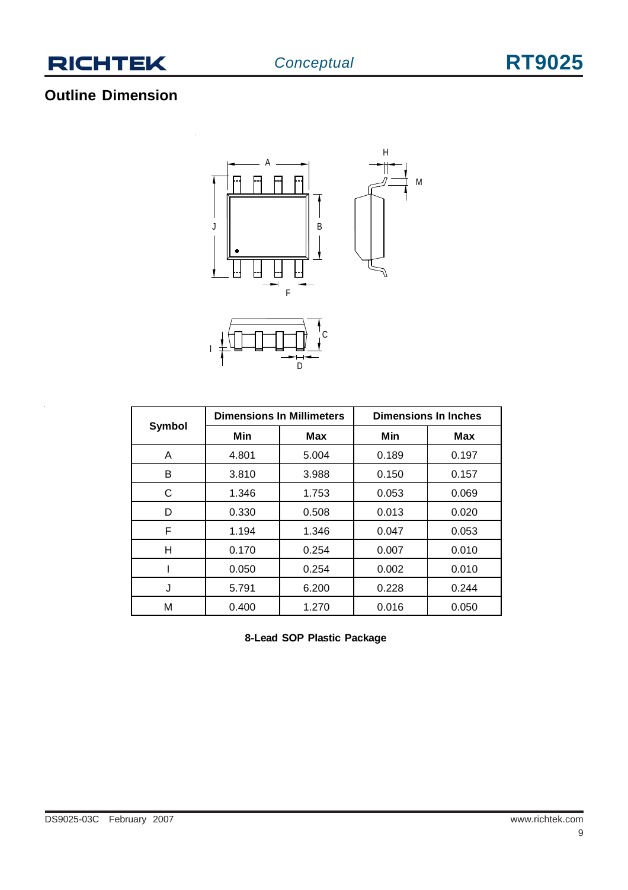## Outline Dimension

<table>
<tr><th rowspan="2">Symbol</th><th colspan="2">Dimensions In Millimeters</th><th colspan="2">Dimensions In Inches</th></tr>
<tr><th>Min</th><th>Max</th><th>Min</th><th>Max</th></tr>
<tr><td>A</td><td>4.801</td><td>5.004</td><td>0.189</td><td>0.197</td></tr>
<tr><td>B</td><td>3.810</td><td>3.988</td><td>0.150</td><td>0.157</td></tr>
<tr><td>C</td><td>1.346</td><td>1.753</td><td>0.053</td><td>0.069</td></tr>
<tr><td>D</td><td>0.330</td><td>0.508</td><td>0.013</td><td>0.020</td></tr>
<tr><td>F</td><td>1.194</td><td>1.346</td><td>0.047</td><td>0.053</td></tr>
<tr><td>H</td><td>0.170</td><td>0.254</td><td>0.007</td><td>0.010</td></tr>
<tr><td>I</td><td>0.050</td><td>0.254</td><td>0.002</td><td>0.010</td></tr>
<tr><td>J</td><td>5.791</td><td>6.200</td><td>0.228</td><td>0.244</td></tr>
<tr><td>M</td><td>0.400</td><td>1.270</td><td>0.016</td><td>0.050</td></tr>
</table>

**8-Lead SOP Plastic Package**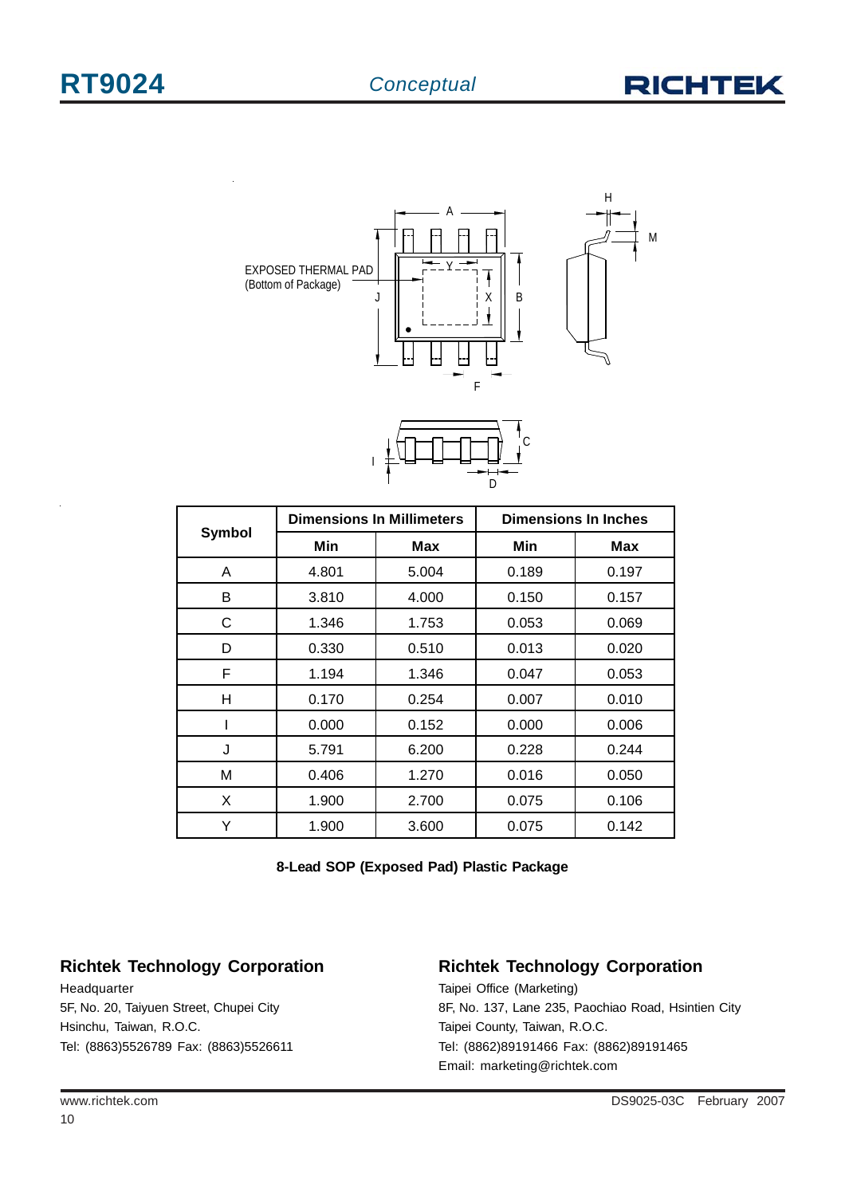EXPOSED THERMAL PAD
(Bottom of Package)

| Symbol | Dimensions In Millimeters | | Dimensions In Inches | |
|---|---|---|---|---|
| | Min | Max | Min | Max |
| A | 4.801 | 5.004 | 0.189 | 0.197 |
| B | 3.810 | 4.000 | 0.150 | 0.157 |
| C | 1.346 | 1.753 | 0.053 | 0.069 |
| D | 0.330 | 0.510 | 0.013 | 0.020 |
| F | 1.194 | 1.346 | 0.047 | 0.053 |
| H | 0.170 | 0.254 | 0.007 | 0.010 |
| I | 0.000 | 0.152 | 0.000 | 0.006 |
| J | 5.791 | 6.200 | 0.228 | 0.244 |
| M | 0.406 | 1.270 | 0.016 | 0.050 |
| X | 1.900 | 2.700 | 0.075 | 0.106 |
| Y | 1.900 | 3.600 | 0.075 | 0.142 |

**8-Lead SOP (Exposed Pad) Plastic Package**

## Richtek Technology Corporation

Headquarter
5F, No. 20, Taiyuen Street, Chupei City
Hsinchu, Taiwan, R.O.C.
Tel: (8863)5526789 Fax: (8863)5526611

## Richtek Technology Corporation

Taipei Office (Marketing)
8F, No. 137, Lane 235, Paochiao Road, Hsintien City
Taipei County, Taiwan, R.O.C.
Tel: (8862)89191466 Fax: (8862)89191465
Email: marketing@richtek.com